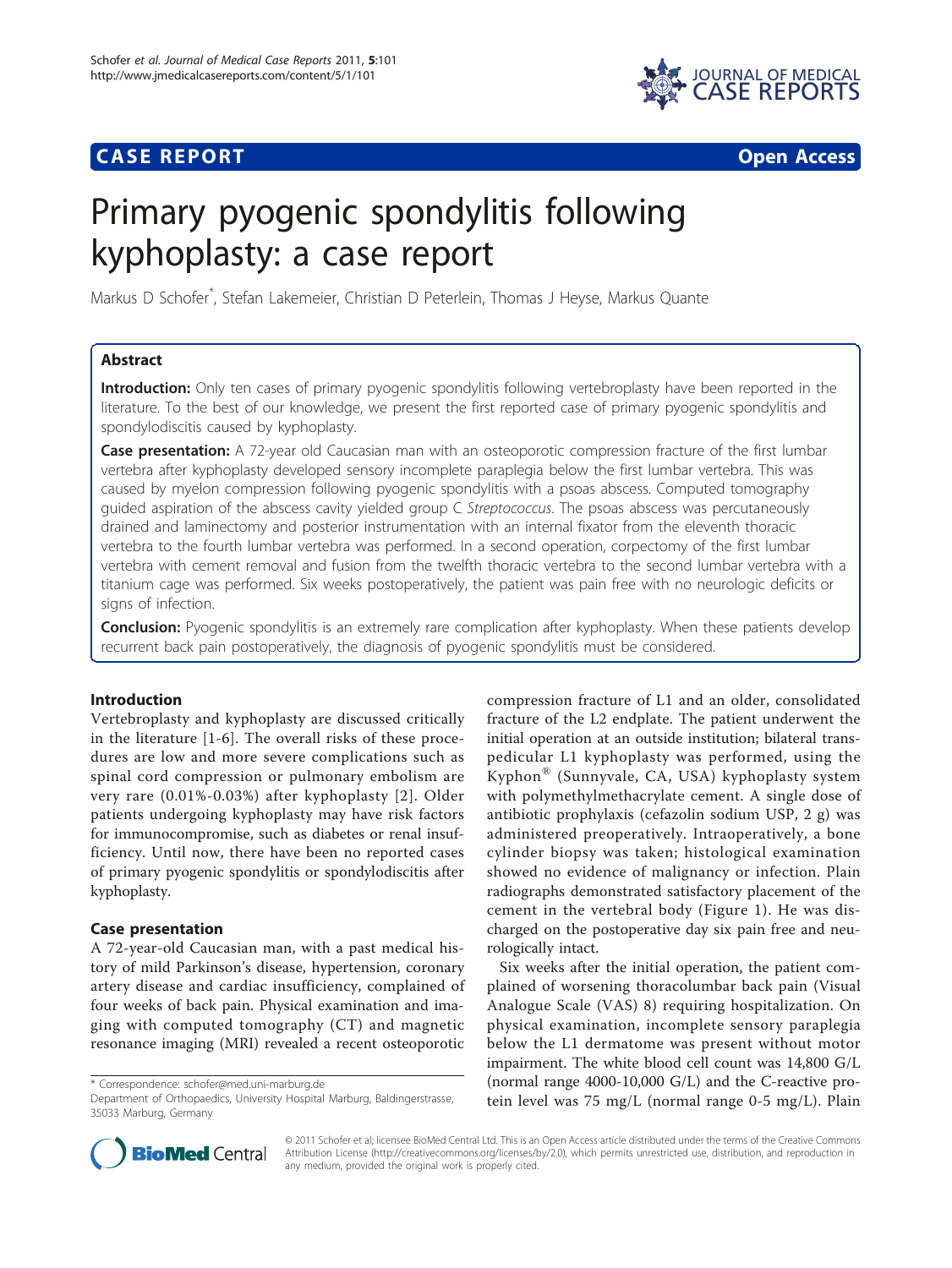# CASE REPORT

**Open Access**

# Primary pyogenic spondylitis following kyphoplasty: a case report

Markus D Schofer*, Stefan Lakemeier, Christian D Peterlein, Thomas J Heyse, Markus Quante

## Abstract

**Introduction:** Only ten cases of primary pyogenic spondylitis following vertebroplasty have been reported in the literature. To the best of our knowledge, we present the first reported case of primary pyogenic spondylitis and spondylodiscitis caused by kyphoplasty.

**Case presentation:** A 72-year old Caucasian man with an osteoporotic compression fracture of the first lumbar vertebra after kyphoplasty developed sensory incomplete paraplegia below the first lumbar vertebra. This was caused by myelon compression following pyogenic spondylitis with a psoas abscess. Computed tomography guided aspiration of the abscess cavity yielded group C *Streptococcus*. The psoas abscess was percutaneously drained and laminectomy and posterior instrumentation with an internal fixator from the eleventh thoracic vertebra to the fourth lumbar vertebra was performed. In a second operation, corpectomy of the first lumbar vertebra with cement removal and fusion from the twelfth thoracic vertebra to the second lumbar vertebra with a titanium cage was performed. Six weeks postoperatively, the patient was pain free with no neurologic deficits or signs of infection.

**Conclusion:** Pyogenic spondylitis is an extremely rare complication after kyphoplasty. When these patients develop recurrent back pain postoperatively, the diagnosis of pyogenic spondylitis must be considered.

## Introduction

Vertebroplasty and kyphoplasty are discussed critically in the literature [1-6]. The overall risks of these procedures are low and more severe complications such as spinal cord compression or pulmonary embolism are very rare (0.01%-0.03%) after kyphoplasty [2]. Older patients undergoing kyphoplasty may have risk factors for immunocompromise, such as diabetes or renal insufficiency. Until now, there have been no reported cases of primary pyogenic spondylitis or spondylodiscitis after kyphoplasty.

## Case presentation

A 72-year-old Caucasian man, with a past medical history of mild Parkinson's disease, hypertension, coronary artery disease and cardiac insufficiency, complained of four weeks of back pain. Physical examination and imaging with computed tomography (CT) and magnetic resonance imaging (MRI) revealed a recent osteoporotic compression fracture of L1 and an older, consolidated fracture of the L2 endplate. The patient underwent the initial operation at an outside institution; bilateral transpedicular L1 kyphoplasty was performed, using the Kyphon® (Sunnyvale, CA, USA) kyphoplasty system with polymethylmethacrylate cement. A single dose of antibiotic prophylaxis (cefazolin sodium USP, 2 g) was administered preoperatively. Intraoperatively, a bone cylinder biopsy was taken; histological examination showed no evidence of malignancy or infection. Plain radiographs demonstrated satisfactory placement of the cement in the vertebral body (Figure 1). He was discharged on the postoperative day six pain free and neurologically intact.

Six weeks after the initial operation, the patient complained of worsening thoracolumbar back pain (Visual Analogue Scale (VAS) 8) requiring hospitalization. On physical examination, incomplete sensory paraplegia below the L1 dermatome was present without motor impairment. The white blood cell count was 14,800 G/L (normal range 4000-10,000 G/L) and the C-reactive protein level was 75 mg/L (normal range 0-5 mg/L). Plain

\* Correspondence: schofer@med.uni-marburg.de
Department of Orthopaedics, University Hospital Marburg, Baldingerstrasse, 35033 Marburg, Germany

© 2011 Schofer et al; licensee BioMed Central Ltd. This is an Open Access article distributed under the terms of the Creative Commons Attribution License (http://creativecommons.org/licenses/by/2.0), which permits unrestricted use, distribution, and reproduction in any medium, provided the original work is properly cited.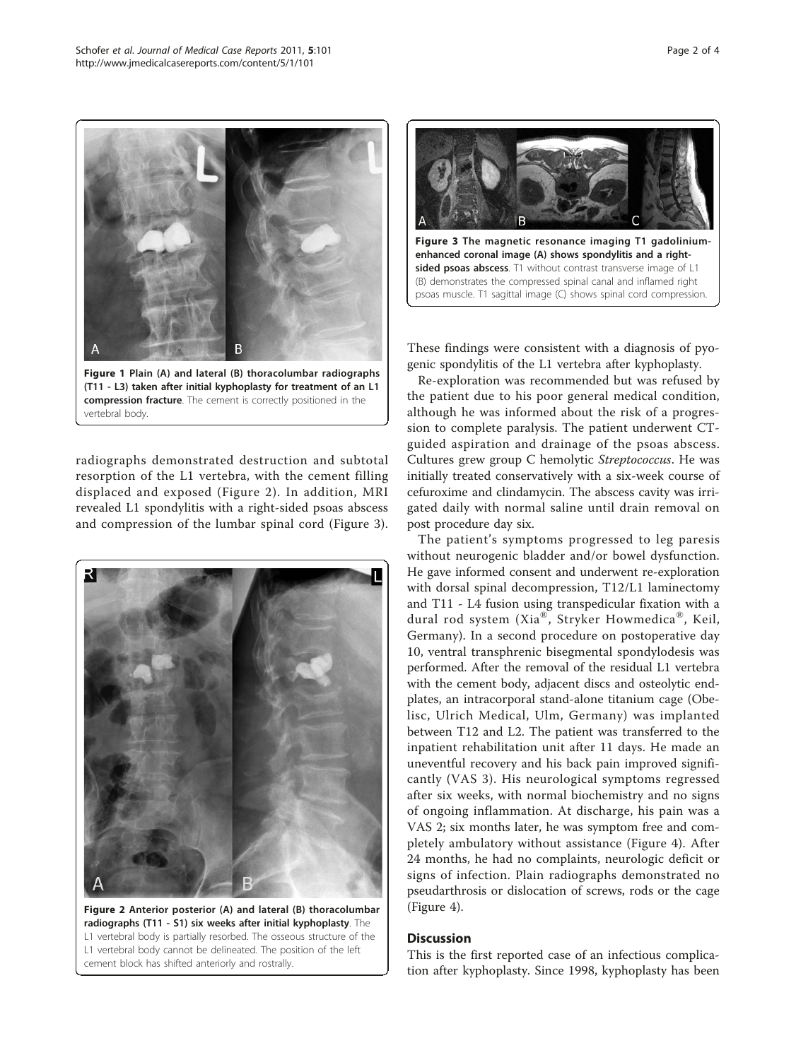Figure 1 Plain (A) and lateral (B) thoracolumbar radiographs (T11 - L3) taken after initial kyphoplasty for treatment of an L1 compression fracture. The cement is correctly positioned in the vertebral body.

radiographs demonstrated destruction and subtotal resorption of the L1 vertebra, with the cement filling displaced and exposed (Figure 2). In addition, MRI revealed L1 spondylitis with a right-sided psoas abscess and compression of the lumbar spinal cord (Figure 3).

Figure 2 Anterior posterior (A) and lateral (B) thoracolumbar radiographs (T11 - S1) six weeks after initial kyphoplasty. The L1 vertebral body is partially resorbed. The osseous structure of the L1 vertebral body cannot be delineated. The position of the left cement block has shifted anteriorly and rostrally.

Figure 3 The magnetic resonance imaging T1 gadolinium-enhanced coronal image (A) shows spondylitis and a right-sided psoas abscess. T1 without contrast transverse image of L1 (B) demonstrates the compressed spinal canal and inflamed right psoas muscle. T1 sagittal image (C) shows spinal cord compression.

These findings were consistent with a diagnosis of pyogenic spondylitis of the L1 vertebra after kyphoplasty.

Re-exploration was recommended but was refused by the patient due to his poor general medical condition, although he was informed about the risk of a progression to complete paralysis. The patient underwent CT-guided aspiration and drainage of the psoas abscess. Cultures grew group C hemolytic *Streptococcus*. He was initially treated conservatively with a six-week course of cefuroxime and clindamycin. The abscess cavity was irrigated daily with normal saline until drain removal on post procedure day six.

The patient's symptoms progressed to leg paresis without neurogenic bladder and/or bowel dysfunction. He gave informed consent and underwent re-exploration with dorsal spinal decompression, T12/L1 laminectomy and T11 - L4 fusion using transpedicular fixation with a dural rod system (Xia®, Stryker Howmedica®, Keil, Germany). In a second procedure on postoperative day 10, ventral transphrenic bisegmental spondylodesis was performed. After the removal of the residual L1 vertebra with the cement body, adjacent discs and osteolytic endplates, an intracorporal stand-alone titanium cage (Obelisc, Ulrich Medical, Ulm, Germany) was implanted between T12 and L2. The patient was transferred to the inpatient rehabilitation unit after 11 days. He made an uneventful recovery and his back pain improved significantly (VAS 3). His neurological symptoms regressed after six weeks, with normal biochemistry and no signs of ongoing inflammation. At discharge, his pain was a VAS 2; six months later, he was symptom free and completely ambulatory without assistance (Figure 4). After 24 months, he had no complaints, neurologic deficit or signs of infection. Plain radiographs demonstrated no pseudarthrosis or dislocation of screws, rods or the cage (Figure 4).

## Discussion

This is the first reported case of an infectious complication after kyphoplasty. Since 1998, kyphoplasty has been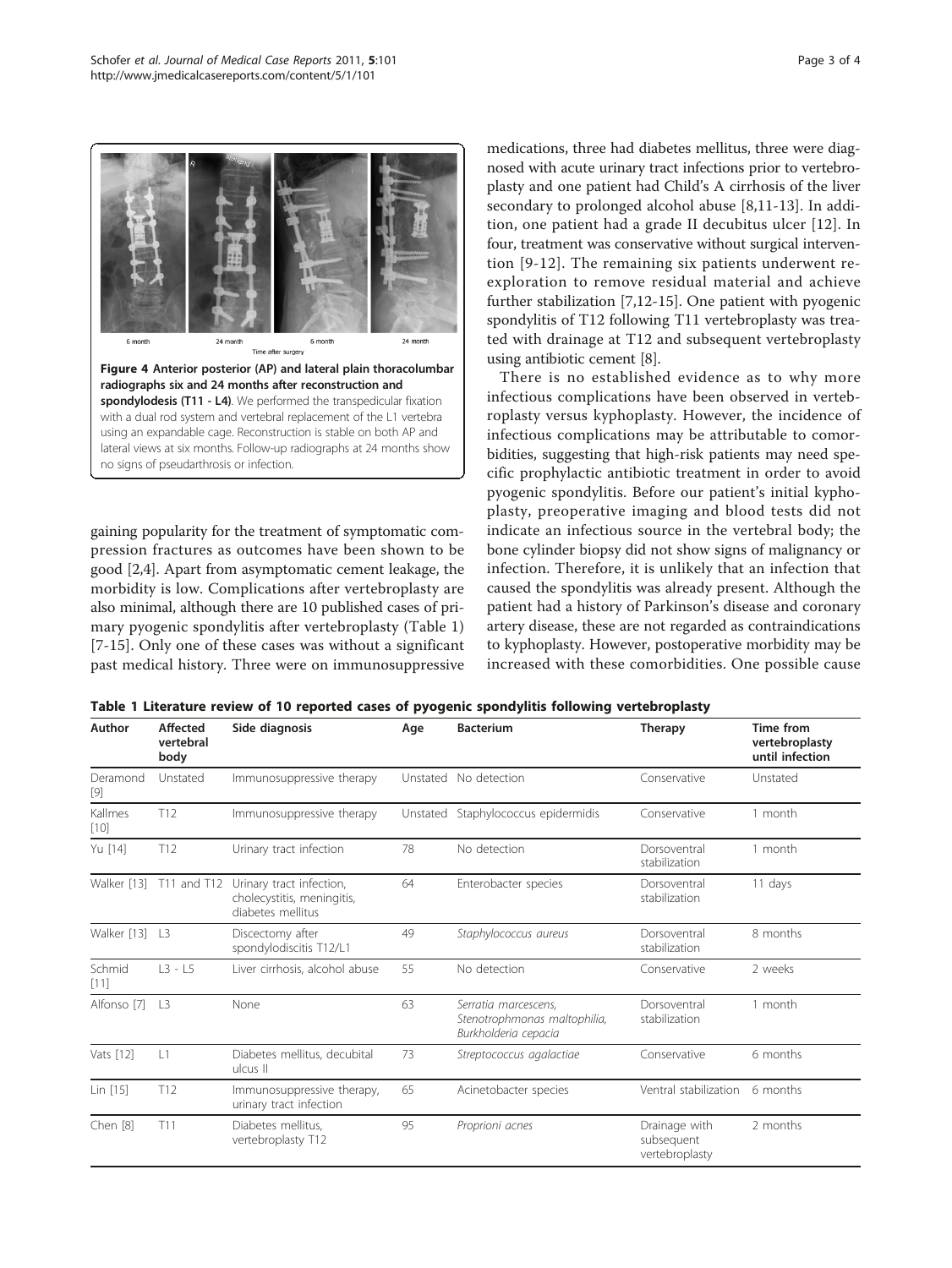**Figure 4 Anterior posterior (AP) and lateral plain thoracolumbar radiographs six and 24 months after reconstruction and spondylodesis (T11 - L4)**. We performed the transpedicular fixation with a dual rod system and vertebral replacement of the L1 vertebra using an expandable cage. Reconstruction is stable on both AP and lateral views at six months. Follow-up radiographs at 24 months show no signs of pseudarthrosis or infection.

gaining popularity for the treatment of symptomatic compression fractures as outcomes have been shown to be good [2,4]. Apart from asymptomatic cement leakage, the morbidity is low. Complications after vertebroplasty are also minimal, although there are 10 published cases of primary pyogenic spondylitis after vertebroplasty (Table 1) [7-15]. Only one of these cases was without a significant past medical history. Three were on immunosuppressive medications, three had diabetes mellitus, three were diagnosed with acute urinary tract infections prior to vertebroplasty and one patient had Child's A cirrhosis of the liver secondary to prolonged alcohol abuse [8,11-13]. In addition, one patient had a grade II decubitus ulcer [12]. In four, treatment was conservative without surgical intervention [9-12]. The remaining six patients underwent re-exploration to remove residual material and achieve further stabilization [7,12-15]. One patient with pyogenic spondylitis of T12 following T11 vertebroplasty was treated with drainage at T12 and subsequent vertebroplasty using antibiotic cement [8].

There is no established evidence as to why more infectious complications have been observed in vertebroplasty versus kyphoplasty. However, the incidence of infectious complications may be attributable to comorbidities, suggesting that high-risk patients may need specific prophylactic antibiotic treatment in order to avoid pyogenic spondylitis. Before our patient's initial kyphoplasty, preoperative imaging and blood tests did not indicate an infectious source in the vertebral body; the bone cylinder biopsy did not show signs of malignancy or infection. Therefore, it is unlikely that an infection that caused the spondylitis was already present. Although the patient had a history of Parkinson's disease and coronary artery disease, these are not regarded as contraindications to kyphoplasty. However, postoperative morbidity may be increased with these comorbidities. One possible cause

**Table 1 Literature review of 10 reported cases of pyogenic spondylitis following vertebroplasty**

| Author | Affected vertebral body | Side diagnosis | Age | Bacterium | Therapy | Time from vertebroplasty until infection |
|---|---|---|---|---|---|---|
| Deramond [9] | Unstated | Immunosuppressive therapy | Unstated | No detection | Conservative | Unstated |
| Kallmes [10] | T12 | Immunosuppressive therapy | Unstated | Staphylococcus epidermidis | Conservative | 1 month |
| Yu [14] | T12 | Urinary tract infection | 78 | No detection | Dorsoventral stabilization | 1 month |
| Walker [13] | T11 and T12 | Urinary tract infection, cholecystitis, meningitis, diabetes mellitus | 64 | Enterobacter species | Dorsoventral stabilization | 11 days |
| Walker [13] | L3 | Discectomy after spondylodiscitis T12/L1 | 49 | *Staphylococcus aureus* | Dorsoventral stabilization | 8 months |
| Schmid [11] | L3 - L5 | Liver cirrhosis, alcohol abuse | 55 | No detection | Conservative | 2 weeks |
| Alfonso [7] | L3 | None | 63 | *Serratia marcescens, Stenotrophmonas maltophilia, Burkholderia cepacia* | Dorsoventral stabilization | 1 month |
| Vats [12] | L1 | Diabetes mellitus, decubital ulcus II | 73 | *Streptococcus agalactiae* | Conservative | 6 months |
| Lin [15] | T12 | Immunosuppressive therapy, urinary tract infection | 65 | Acinetobacter species | Ventral stabilization | 6 months |
| Chen [8] | T11 | Diabetes mellitus, vertebroplasty T12 | 95 | *Proprioni acnes* | Drainage with subsequent vertebroplasty | 2 months |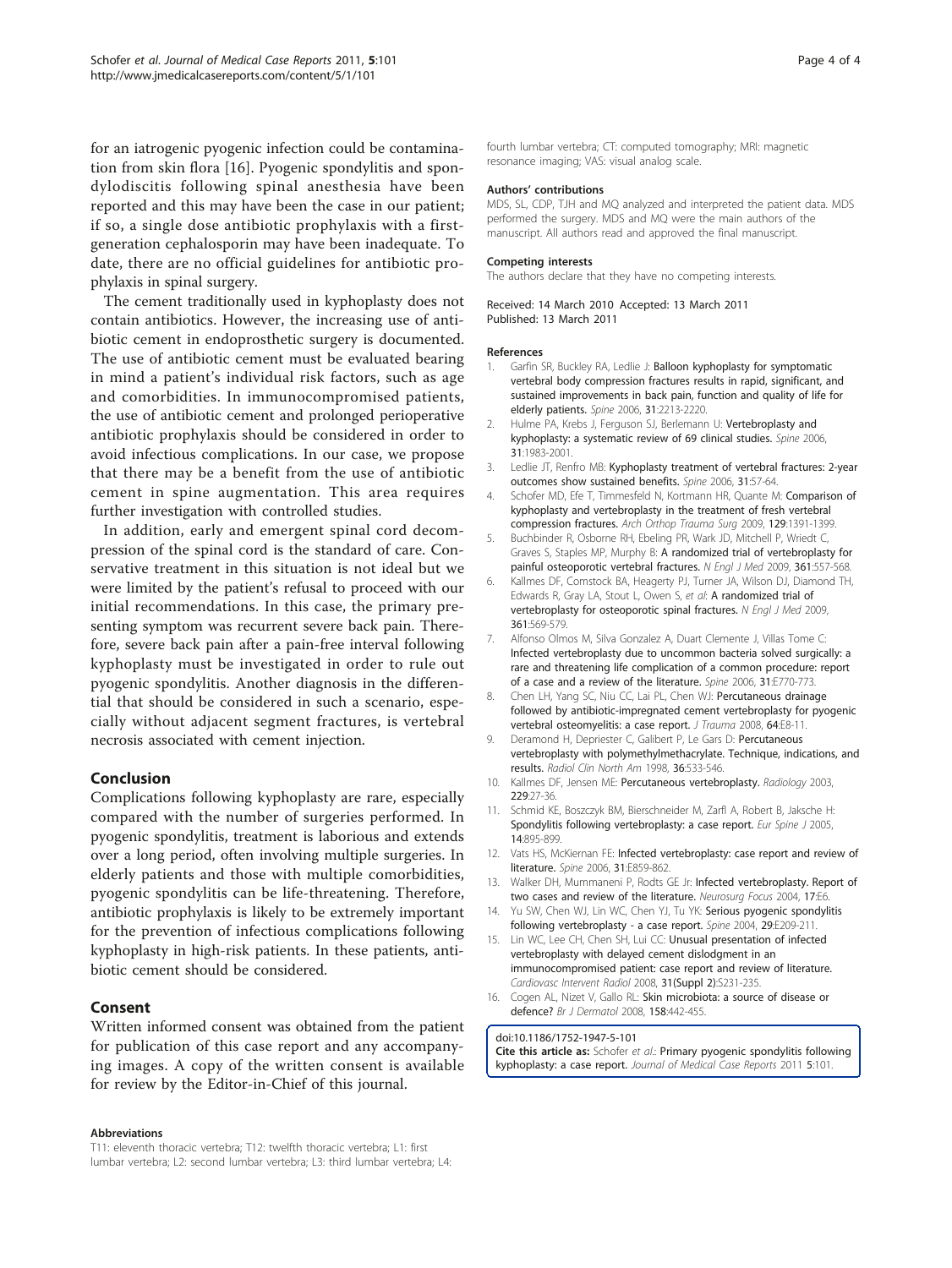for an iatrogenic pyogenic infection could be contamination from skin flora [16]. Pyogenic spondylitis and spondylodiscitis following spinal anesthesia have been reported and this may have been the case in our patient; if so, a single dose antibiotic prophylaxis with a first-generation cephalosporin may have been inadequate. To date, there are no official guidelines for antibiotic prophylaxis in spinal surgery.

The cement traditionally used in kyphoplasty does not contain antibiotics. However, the increasing use of antibiotic cement in endoprosthetic surgery is documented. The use of antibiotic cement must be evaluated bearing in mind a patient's individual risk factors, such as age and comorbidities. In immunocompromised patients, the use of antibiotic cement and prolonged perioperative antibiotic prophylaxis should be considered in order to avoid infectious complications. In our case, we propose that there may be a benefit from the use of antibiotic cement in spine augmentation. This area requires further investigation with controlled studies.

In addition, early and emergent spinal cord decompression of the spinal cord is the standard of care. Conservative treatment in this situation is not ideal but we were limited by the patient's refusal to proceed with our initial recommendations. In this case, the primary presenting symptom was recurrent severe back pain. Therefore, severe back pain after a pain-free interval following kyphoplasty must be investigated in order to rule out pyogenic spondylitis. Another diagnosis in the differential that should be considered in such a scenario, especially without adjacent segment fractures, is vertebral necrosis associated with cement injection.

## Conclusion

Complications following kyphoplasty are rare, especially compared with the number of surgeries performed. In pyogenic spondylitis, treatment is laborious and extends over a long period, often involving multiple surgeries. In elderly patients and those with multiple comorbidities, pyogenic spondylitis can be life-threatening. Therefore, antibiotic prophylaxis is likely to be extremely important for the prevention of infectious complications following kyphoplasty in high-risk patients. In these patients, antibiotic cement should be considered.

## Consent

Written informed consent was obtained from the patient for publication of this case report and any accompanying images. A copy of the written consent is available for review by the Editor-in-Chief of this journal.

#### Abbreviations

T11: eleventh thoracic vertebra; T12: twelfth thoracic vertebra; L1: first lumbar vertebra; L2: second lumbar vertebra; L3: third lumbar vertebra; L4: fourth lumbar vertebra; CT: computed tomography; MRI: magnetic resonance imaging; VAS: visual analog scale.

#### Authors' contributions

MDS, SL, CDP, TJH and MQ analyzed and interpreted the patient data. MDS performed the surgery. MDS and MQ were the main authors of the manuscript. All authors read and approved the final manuscript.

#### Competing interests

The authors declare that they have no competing interests.

Received: 14 March 2010 Accepted: 13 March 2011
Published: 13 March 2011

#### References

1. Garfin SR, Buckley RA, Ledlie J: **Balloon kyphoplasty for symptomatic vertebral body compression fractures results in rapid, significant, and sustained improvements in back pain, function and quality of life for elderly patients.** *Spine* 2006, **31**:2213-2220.
2. Hulme PA, Krebs J, Ferguson SJ, Berlemann U: **Vertebroplasty and kyphoplasty: a systematic review of 69 clinical studies.** *Spine* 2006, **31**:1983-2001.
3. Ledlie JT, Renfro MB: **Kyphoplasty treatment of vertebral fractures: 2-year outcomes show sustained benefits.** *Spine* 2006, **31**:57-64.
4. Schofer MD, Efe T, Timmesfeld N, Kortmann HR, Quante M: **Comparison of kyphoplasty and vertebroplasty in the treatment of fresh vertebral compression fractures.** *Arch Orthop Trauma Surg* 2009, **129**:1391-1399.
5. Buchbinder R, Osborne RH, Ebeling PR, Wark JD, Mitchell P, Wriedt C, Graves S, Staples MP, Murphy B: **A randomized trial of vertebroplasty for painful osteoporotic vertebral fractures.** *N Engl J Med* 2009, **361**:557-568.
6. Kallmes DF, Comstock BA, Heagerty PJ, Turner JA, Wilson DJ, Diamond TH, Edwards R, Gray LA, Stout L, Owen S, *et al*: **A randomized trial of vertebroplasty for osteoporotic spinal fractures.** *N Engl J Med* 2009, **361**:569-579.
7. Alfonso Olmos M, Silva Gonzalez A, Duart Clemente J, Villas Tome C: **Infected vertebroplasty due to uncommon bacteria solved surgically: a rare and threatening life complication of a common procedure: report of a case and a review of the literature.** *Spine* 2006, **31**:E770-773.
8. Chen LH, Yang SC, Niu CC, Lai PL, Chen WJ: **Percutaneous drainage followed by antibiotic-impregnated cement vertebroplasty for pyogenic vertebral osteomyelitis: a case report.** *J Trauma* 2008, **64**:E8-11.
9. Deramond H, Depriester C, Galibert P, Le Gars D: **Percutaneous vertebroplasty with polymethylmethacrylate. Technique, indications, and results.** *Radiol Clin North Am* 1998, **36**:533-546.
10. Kallmes DF, Jensen ME: **Percutaneous vertebroplasty.** *Radiology* 2003, **229**:27-36.
11. Schmid KE, Boszczyk BM, Bierschneider M, Zarfl A, Robert B, Jaksche H: **Spondylitis following vertebroplasty: a case report.** *Eur Spine J* 2005, **14**:895-899.
12. Vats HS, McKiernan FE: **Infected vertebroplasty: case report and review of literature.** *Spine* 2006, **31**:E859-862.
13. Walker DH, Mummaneni P, Rodts GE Jr: **Infected vertebroplasty. Report of two cases and review of the literature.** *Neurosurg Focus* 2004, **17**:E6.
14. Yu SW, Chen WJ, Lin WC, Chen YJ, Tu YK: **Serious pyogenic spondylitis following vertebroplasty - a case report.** *Spine* 2004, **29**:E209-211.
15. Lin WC, Lee CH, Chen SH, Lui CC: **Unusual presentation of infected vertebroplasty with delayed cement dislodgment in an immunocompromised patient: case report and review of literature.** *Cardiovasc Intervent Radiol* 2008, **31(Suppl 2)**:S231-235.
16. Cogen AL, Nizet V, Gallo RL: **Skin microbiota: a source of disease or defence?** *Br J Dermatol* 2008, **158**:442-455.

doi:10.1186/1752-1947-5-101
**Cite this article as:** Schofer *et al.*: Primary pyogenic spondylitis following kyphoplasty: a case report. *Journal of Medical Case Reports* 2011 **5**:101.